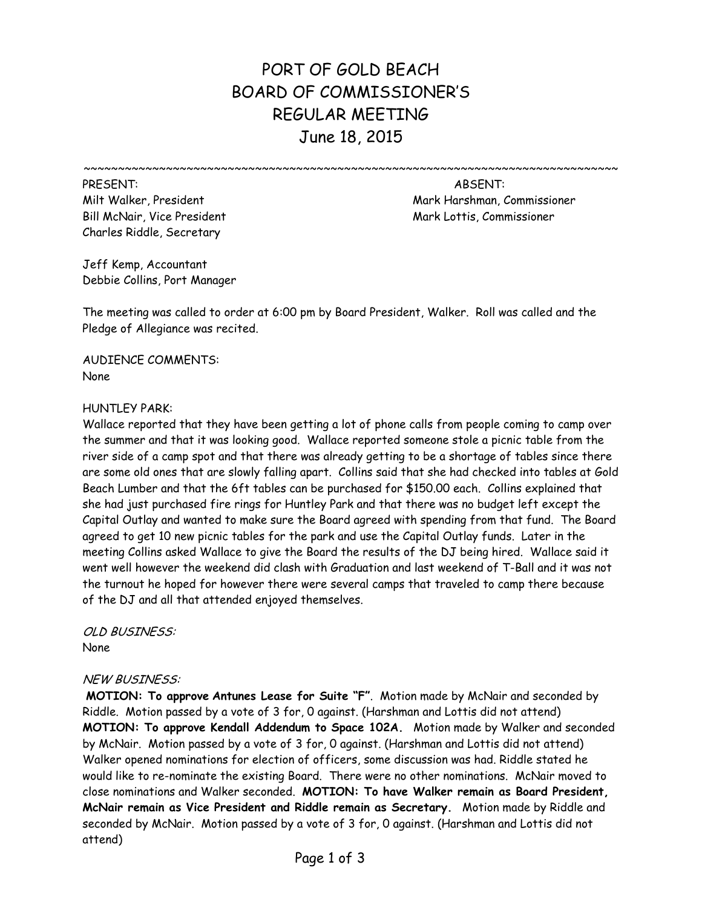# PORT OF GOLD BEACH
# BOARD OF COMMISSIONER'S
# REGULAR MEETING
# June 18, 2015

~~~~~~~~~~~~~~~~~~~~~~~~~~~~~~~~~~~~~~~~~~~~~~~~~~~~~~~~~~~~~~~~~~~~~~~~~~~~~~~~~~~~~~~~

| PRESENT: | ABSENT: |
|---|---|
| Milt Walker, President | Mark Harshman, Commissioner |
| Bill McNair, Vice President | Mark Lottis, Commissioner |
| Charles Riddle, Secretary | |

Jeff Kemp, Accountant
Debbie Collins, Port Manager

The meeting was called to order at 6:00 pm by Board President, Walker. Roll was called and the Pledge of Allegiance was recited.

AUDIENCE COMMENTS:
None

HUNTLEY PARK:
Wallace reported that they have been getting a lot of phone calls from people coming to camp over the summer and that it was looking good. Wallace reported someone stole a picnic table from the river side of a camp spot and that there was already getting to be a shortage of tables since there are some old ones that are slowly falling apart. Collins said that she had checked into tables at Gold Beach Lumber and that the 6ft tables can be purchased for $150.00 each. Collins explained that she had just purchased fire rings for Huntley Park and that there was no budget left except the Capital Outlay and wanted to make sure the Board agreed with spending from that fund. The Board agreed to get 10 new picnic tables for the park and use the Capital Outlay funds. Later in the meeting Collins asked Wallace to give the Board the results of the DJ being hired. Wallace said it went well however the weekend did clash with Graduation and last weekend of T-Ball and it was not the turnout he hoped for however there were several camps that traveled to camp there because of the DJ and all that attended enjoyed themselves.

*OLD BUSINESS:*
None

*NEW BUSINESS:*
**MOTION: To approve Antunes Lease for Suite "F".** Motion made by McNair and seconded by Riddle. Motion passed by a vote of 3 for, 0 against. (Harshman and Lottis did not attend)
**MOTION: To approve Kendall Addendum to Space 102A.** Motion made by Walker and seconded by McNair. Motion passed by a vote of 3 for, 0 against. (Harshman and Lottis did not attend)
Walker opened nominations for election of officers, some discussion was had. Riddle stated he would like to re-nominate the existing Board. There were no other nominations. McNair moved to close nominations and Walker seconded. **MOTION: To have Walker remain as Board President, McNair remain as Vice President and Riddle remain as Secretary.** Motion made by Riddle and seconded by McNair. Motion passed by a vote of 3 for, 0 against. (Harshman and Lottis did not attend)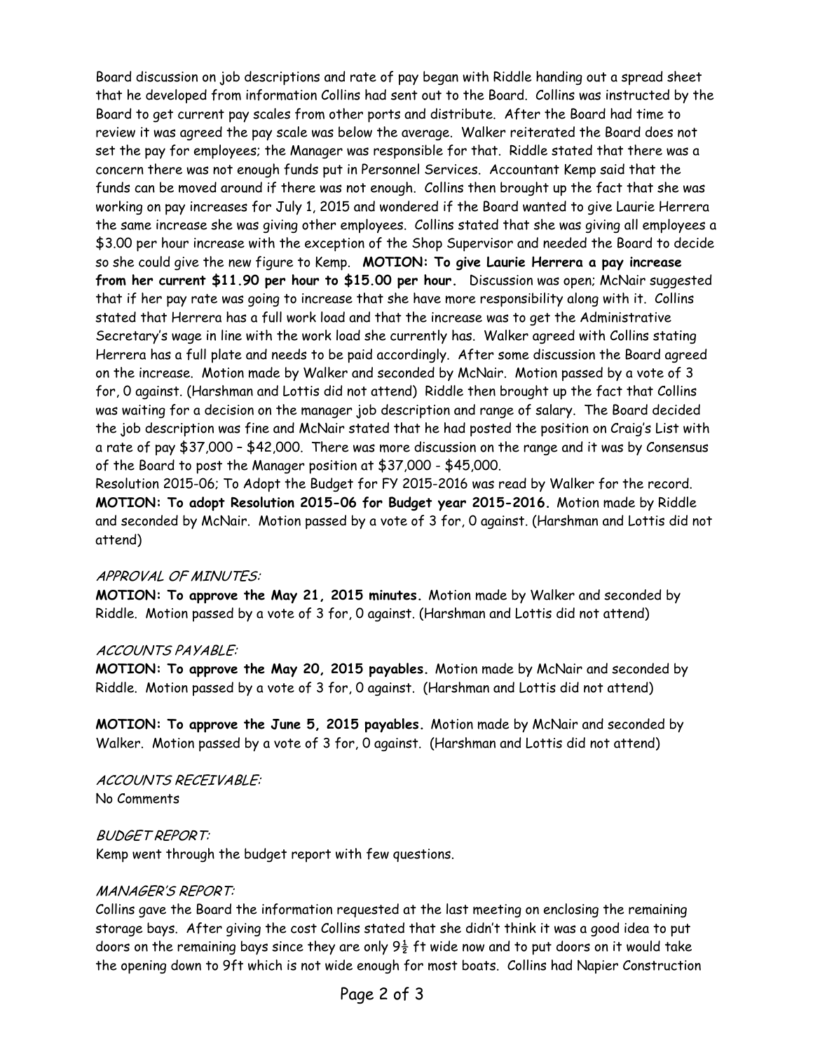Board discussion on job descriptions and rate of pay began with Riddle handing out a spread sheet that he developed from information Collins had sent out to the Board. Collins was instructed by the Board to get current pay scales from other ports and distribute. After the Board had time to review it was agreed the pay scale was below the average. Walker reiterated the Board does not set the pay for employees; the Manager was responsible for that. Riddle stated that there was a concern there was not enough funds put in Personnel Services. Accountant Kemp said that the funds can be moved around if there was not enough. Collins then brought up the fact that she was working on pay increases for July 1, 2015 and wondered if the Board wanted to give Laurie Herrera the same increase she was giving other employees. Collins stated that she was giving all employees a $3.00 per hour increase with the exception of the Shop Supervisor and needed the Board to decide so she could give the new figure to Kemp. **MOTION: To give Laurie Herrera a pay increase from her current $11.90 per hour to $15.00 per hour.** Discussion was open; McNair suggested that if her pay rate was going to increase that she have more responsibility along with it. Collins stated that Herrera has a full work load and that the increase was to get the Administrative Secretary's wage in line with the work load she currently has. Walker agreed with Collins stating Herrera has a full plate and needs to be paid accordingly. After some discussion the Board agreed on the increase. Motion made by Walker and seconded by McNair. Motion passed by a vote of 3 for, 0 against. (Harshman and Lottis did not attend) Riddle then brought up the fact that Collins was waiting for a decision on the manager job description and range of salary. The Board decided the job description was fine and McNair stated that he had posted the position on Craig's List with a rate of pay $37,000 – $42,000. There was more discussion on the range and it was by Consensus of the Board to post the Manager position at $37,000 - $45,000.

Resolution 2015-06; To Adopt the Budget for FY 2015-2016 was read by Walker for the record. **MOTION: To adopt Resolution 2015-06 for Budget year 2015-2016.** Motion made by Riddle and seconded by McNair. Motion passed by a vote of 3 for, 0 against. (Harshman and Lottis did not attend)

### *APPROVAL OF MINUTES:*

**MOTION: To approve the May 21, 2015 minutes.** Motion made by Walker and seconded by Riddle. Motion passed by a vote of 3 for, 0 against. (Harshman and Lottis did not attend)

### *ACCOUNTS PAYABLE:*

**MOTION: To approve the May 20, 2015 payables.** Motion made by McNair and seconded by Riddle. Motion passed by a vote of 3 for, 0 against. (Harshman and Lottis did not attend)

**MOTION: To approve the June 5, 2015 payables.** Motion made by McNair and seconded by Walker. Motion passed by a vote of 3 for, 0 against. (Harshman and Lottis did not attend)

### *ACCOUNTS RECEIVABLE:*

No Comments

### *BUDGET REPORT:*

Kemp went through the budget report with few questions.

### *MANAGER'S REPORT:*

Collins gave the Board the information requested at the last meeting on enclosing the remaining storage bays. After giving the cost Collins stated that she didn't think it was a good idea to put doors on the remaining bays since they are only 9½ ft wide now and to put doors on it would take the opening down to 9ft which is not wide enough for most boats. Collins had Napier Construction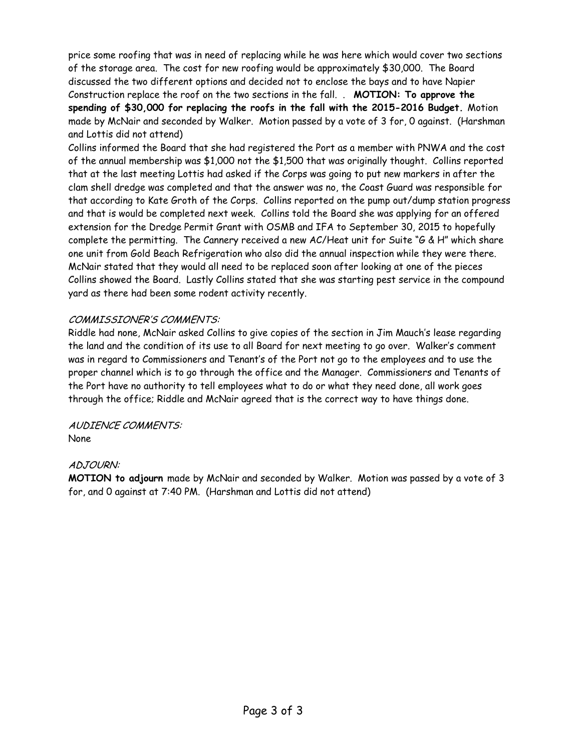price some roofing that was in need of replacing while he was here which would cover two sections of the storage area. The cost for new roofing would be approximately $30,000. The Board discussed the two different options and decided not to enclose the bays and to have Napier Construction replace the roof on the two sections in the fall. . **MOTION: To approve the spending of $30,000 for replacing the roofs in the fall with the 2015-2016 Budget.** Motion made by McNair and seconded by Walker. Motion passed by a vote of 3 for, 0 against. (Harshman and Lottis did not attend)

Collins informed the Board that she had registered the Port as a member with PNWA and the cost of the annual membership was $1,000 not the $1,500 that was originally thought. Collins reported that at the last meeting Lottis had asked if the Corps was going to put new markers in after the clam shell dredge was completed and that the answer was no, the Coast Guard was responsible for that according to Kate Groth of the Corps. Collins reported on the pump out/dump station progress and that is would be completed next week. Collins told the Board she was applying for an offered extension for the Dredge Permit Grant with OSMB and IFA to September 30, 2015 to hopefully complete the permitting. The Cannery received a new AC/Heat unit for Suite "G & H" which share one unit from Gold Beach Refrigeration who also did the annual inspection while they were there. McNair stated that they would all need to be replaced soon after looking at one of the pieces Collins showed the Board. Lastly Collins stated that she was starting pest service in the compound yard as there had been some rodent activity recently.

*COMMISSIONER'S COMMENTS:*

Riddle had none, McNair asked Collins to give copies of the section in Jim Mauch's lease regarding the land and the condition of its use to all Board for next meeting to go over. Walker's comment was in regard to Commissioners and Tenant's of the Port not go to the employees and to use the proper channel which is to go through the office and the Manager. Commissioners and Tenants of the Port have no authority to tell employees what to do or what they need done, all work goes through the office; Riddle and McNair agreed that is the correct way to have things done.

*AUDIENCE COMMENTS:*

None

*ADJOURN:*

**MOTION to adjourn** made by McNair and seconded by Walker. Motion was passed by a vote of 3 for, and 0 against at 7:40 PM. (Harshman and Lottis did not attend)